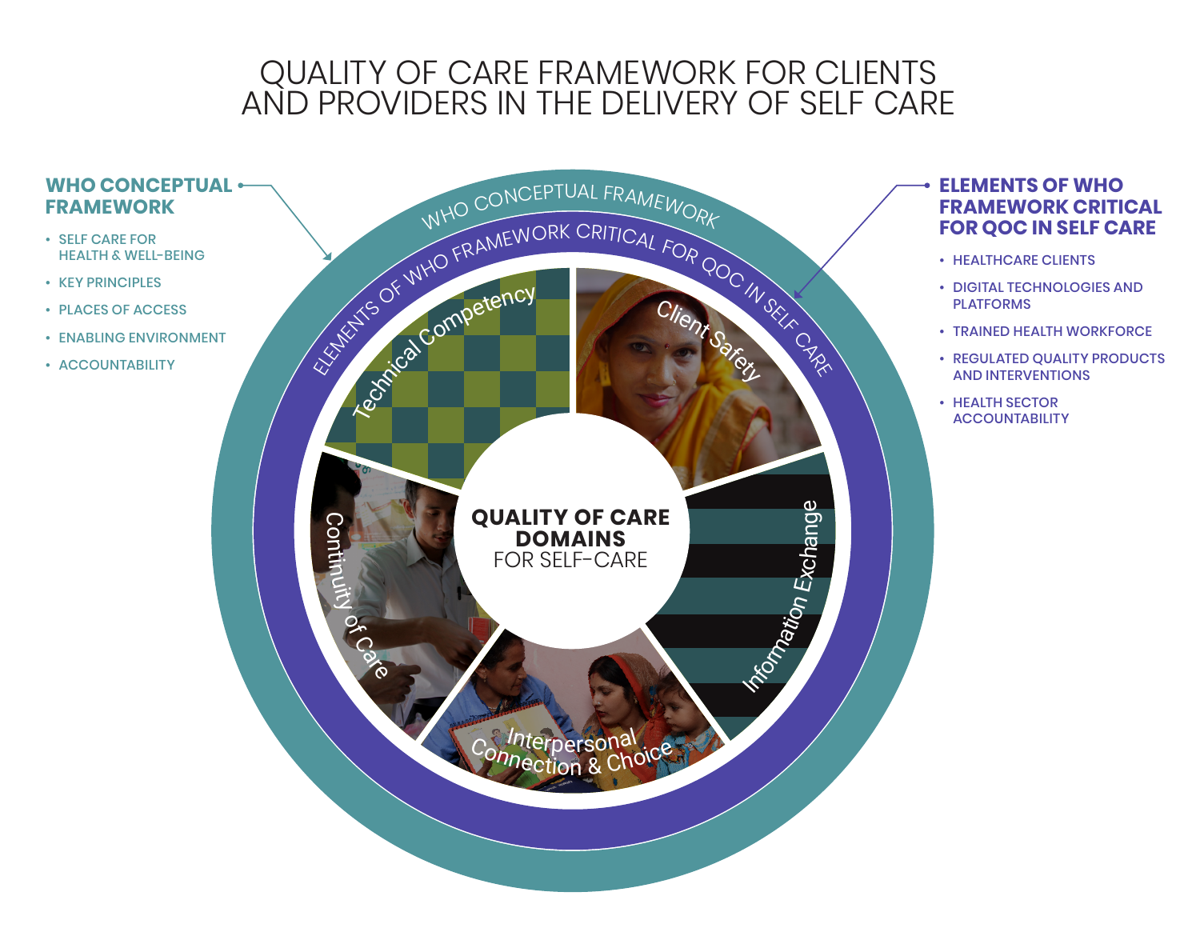# QUALITY OF CARE FRAMEWORK FOR CLIENTS AND PROVIDERS IN THE DELIVERY OF SELF CARE

### WHO CONCEPTUAL FRAMEWORK

- SELF CARE FOR HEALTH & WELL-BEING
- KEY PRINCIPLES
- PLACES OF ACCESS
- ENABLING ENVIRONMENT
- ACCOUNTABILITY

### ELEMENTS OF WHO FRAMEWORK CRITICAL FOR QOC IN SELF CARE

- HEALTHCARE CLIENTS
- DIGITAL TECHNOLOGIES AND PLATFORMS
- TRAINED HEALTH WORKFORCE
- REGULATED QUALITY PRODUCTS AND INTERVENTIONS
- HEALTH SECTOR ACCOUNTABILITY

WHO CONCEPTUAL FRAMEWORK

ELEMENTS OF WHO FRAMEWORK CRITICAL FOR QOC IN SELF CARE

**QUALITY OF CARE DOMAINS** FOR SELF-CARE

- Technical Competency
- Client Safety
- Information Exchange
- Interpersonal Connection & Choice
- Continuity of Care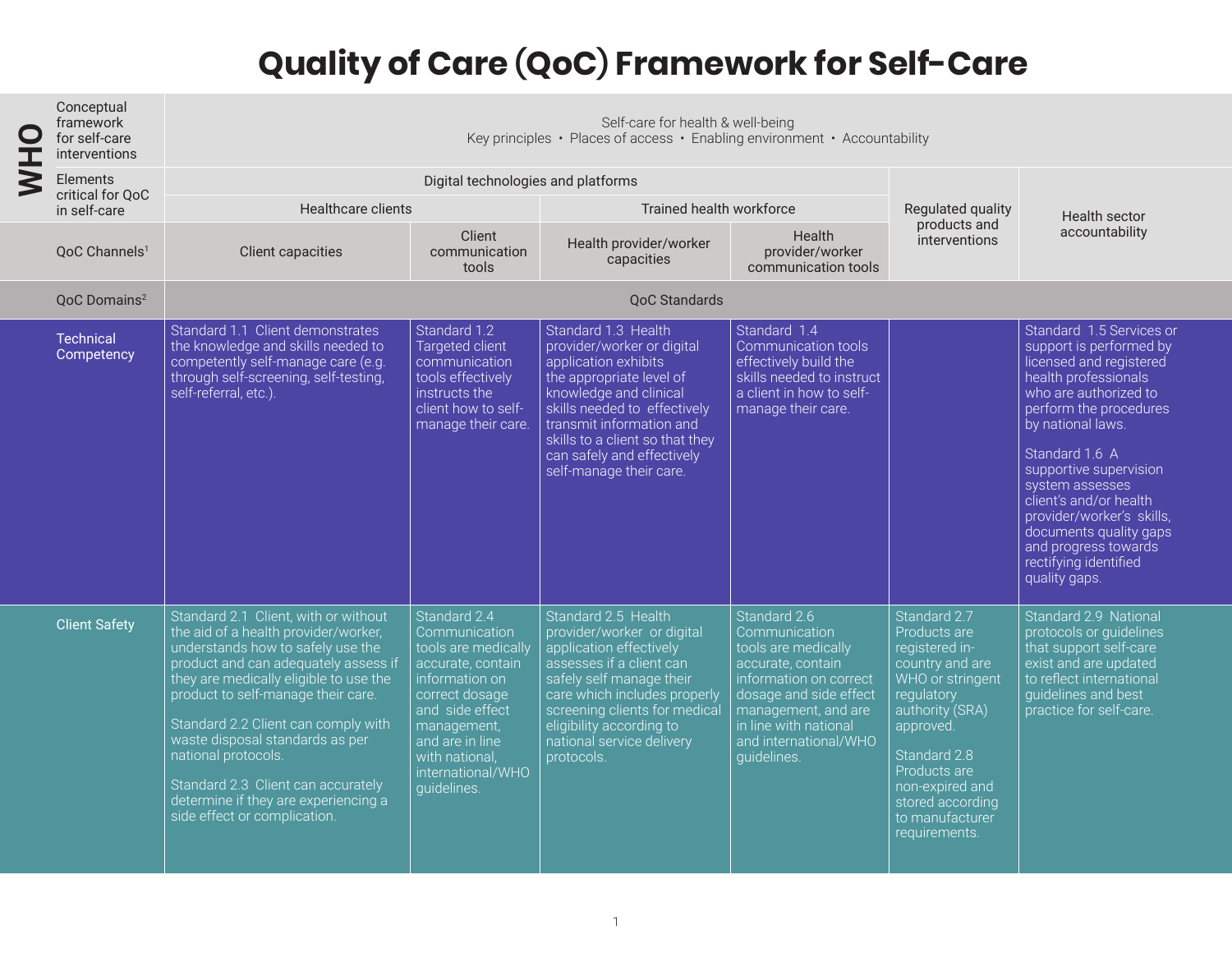# Quality of Care (QoC) Framework for Self-Care

| WHO | | | | | | |
|---|---|---|---|---|---|---|
| Conceptual framework for self-care interventions | Self-care for health & well-being<br>Key principles • Places of access • Enabling environment • Accountability | | | | | |
| Elements critical for QoC in self-care | Digital technologies and platforms | | | | Regulated quality products and interventions | Health sector accountability |
| | Healthcare clients | | Trained health workforce | | | |
| QoC Channels[1] | Client capacities | Client communication tools | Health provider/worker capacities | Health provider/worker communication tools | | |
| QoC Domains[2] | QoC Standards | | | | | |
| Technical Competency | Standard 1.1 Client demonstrates the knowledge and skills needed to competently self-manage care (e.g. through self-screening, self-testing, self-referral, etc.). | Standard 1.2 Targeted client communication tools effectively instructs the client how to self-manage their care. | Standard 1.3 Health provider/worker or digital application exhibits the appropriate level of knowledge and clinical skills needed to effectively transmit information and skills to a client so that they can safely and effectively self-manage their care. | Standard 1.4 Communication tools effectively build the skills needed to instruct a client in how to self-manage their care. | | Standard 1.5 Services or support is performed by licensed and registered health professionals who are authorized to perform the procedures by national laws.<br><br>Standard 1.6 A supportive supervision system assesses client's and/or health provider/worker's skills, documents quality gaps and progress towards rectifying identified quality gaps. |
| Client Safety | Standard 2.1 Client, with or without the aid of a health provider/worker, understands how to safely use the product and can adequately assess if they are medically eligible to use the product to self-manage their care.<br><br>Standard 2.2 Client can comply with waste disposal standards as per national protocols.<br><br>Standard 2.3 Client can accurately determine if they are experiencing a side effect or complication. | Standard 2.4 Communication tools are medically accurate, contain information on correct dosage and side effect management, and are in line with national, international/WHO guidelines. | Standard 2.5 Health provider/worker or digital application effectively assesses if a client can safely self manage their care which includes properly screening clients for medical eligibility according to national service delivery protocols. | Standard 2.6 Communication tools are medically accurate, contain information on correct dosage and side effect management, and are in line with national and international/WHO guidelines. | Standard 2.7 Products are registered in-country and are WHO or stringent regulatory authority (SRA) approved.<br><br>Standard 2.8 Products are non-expired and stored according to manufacturer requirements. | Standard 2.9 National protocols or guidelines that support self-care exist and are updated to reflect international guidelines and best practice for self-care. |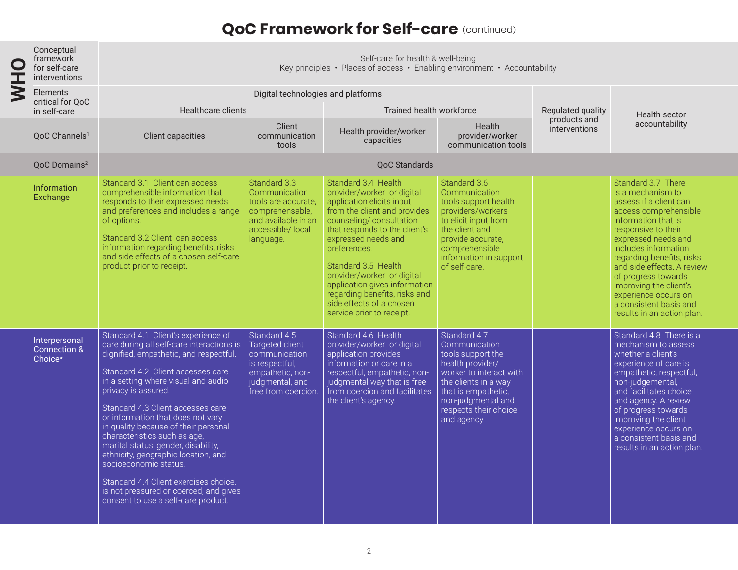# QoC Framework for Self-care (continued)

| WHO | | | | | | |
|---|---|---|---|---|---|---|
| Conceptual framework for self-care interventions | Self-care for health & well-being<br>Key principles • Places of access • Enabling environment • Accountability | | | | | |
| Elements critical for QoC in self-care | Digital technologies and platforms | | | | Regulated quality products and interventions | Health sector accountability |
| | Healthcare clients | | Trained health workforce | | | |
| QoC Channels[1] | Client capacities | Client communication tools | Health provider/worker capacities | Health provider/worker communication tools | | |
| QoC Domains[2] | QoC Standards | | | | | |
| Information Exchange | Standard 3.1 Client can access comprehensible information that responds to their expressed needs and preferences and includes a range of options.<br><br>Standard 3.2 Client can access information regarding benefits, risks and side effects of a chosen self-care product prior to receipt. | Standard 3.3 Communication tools are accurate, comprehensable, and available in an accessible/ local language. | Standard 3.4 Health provider/worker or digital application elicits input from the client and provides counseling/ consultation that responds to the client's expressed needs and preferences.<br><br>Standard 3.5 Health provider/worker or digital application gives information regarding benefits, risks and side effects of a chosen service prior to receipt. | Standard 3.6 Communication tools support health providers/workers to elicit input from the client and provide accurate, comprehensible information in support of self-care. | | Standard 3.7 There is a mechanism to assess if a client can access comprehensible information that is responsive to their expressed needs and includes information regarding benefits, risks and side effects. A review of progress towards improving the client's experience occurs on a consistent basis and results in an action plan. |
| Interpersonal Connection & Choice* | Standard 4.1 Client's experience of care during all self-care interactions is dignified, empathetic, and respectful.<br><br>Standard 4.2 Client accesses care in a setting where visual and audio privacy is assured.<br><br>Standard 4.3 Client accesses care or information that does not vary in quality because of their personal characteristics such as age, marital status, gender, disability, ethnicity, geographic location, and socioeconomic status.<br><br>Standard 4.4 Client exercises choice, is not pressured or coerced, and gives consent to use a self-care product. | Standard 4.5 Targeted client communication is respectful, empathetic, non-judgmental, and free from coercion. | Standard 4.6 Health provider/worker or digital application provides information or care in a respectful, empathetic, non-judgmental way that is free from coercion and facilitates the client's agency. | Standard 4.7 Communication tools support the health provider/ worker to interact with the clients in a way that is empathetic, non-judgmental and respects their choice and agency. | | Standard 4.8 There is a mechanism to assess whether a client's experience of care is empathetic, respectful, non-judgemental, and facilitates choice and agency. A review of progress towards improving the client experience occurs on a consistent basis and results in an action plan. |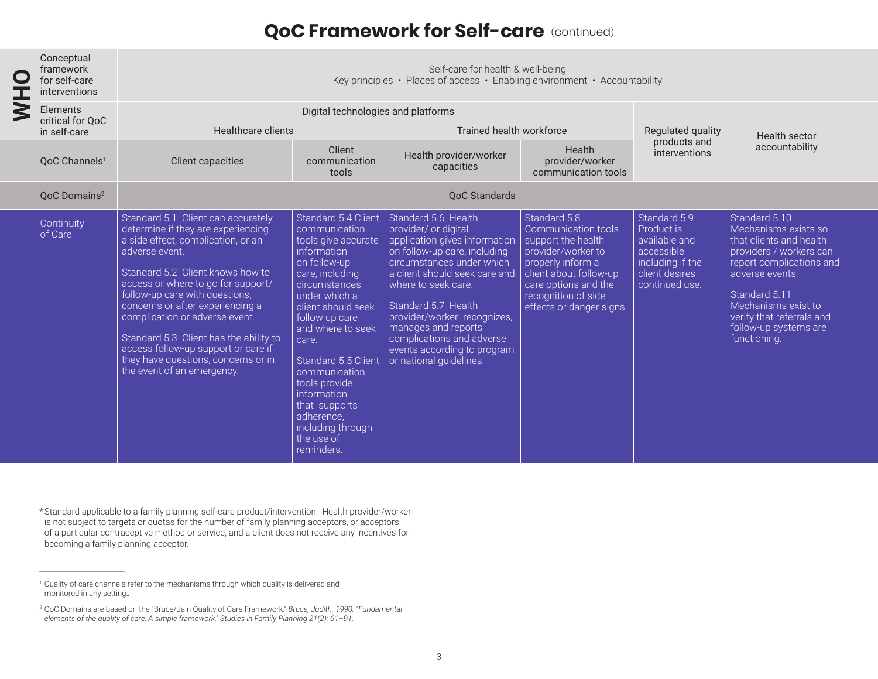# QoC Framework for Self-care (continued)

| WHO | | | | | | | |
|---|---|---|---|---|---|---|---|
| Conceptual framework for self-care interventions | Self-care for health & well-being<br>Key principles • Places of access • Enabling environment • Accountability | | | | | | |
| Elements critical for QoC in self-care | Digital technologies and platforms | | | | Regulated quality products and interventions | Health sector accountability | |
| | Healthcare clients | | Trained health workforce | | | | |
| QoC Channels[1] | Client capacities | Client communication tools | Health provider/worker capacities | Health provider/worker communication tools | | | |
| QoC Domains[2] | QoC Standards | | | | | | |
| Continuity of Care | Standard 5.1 Client can accurately determine if they are experiencing a side effect, complication, or an adverse event.<br><br>Standard 5.2 Client knows how to access or where to go for support/ follow-up care with questions, concerns or after experiencing a complication or adverse event.<br><br>Standard 5.3 Client has the ability to access follow-up support or care if they have questions, concerns or in the event of an emergency. | Standard 5.4 Client communication tools give accurate information on follow-up care, including circumstances under which a client should seek follow up care and where to seek care.<br><br>Standard 5.5 Client communication tools provide information that supports adherence, including through the use of reminders. | Standard 5.6 Health provider/ or digital application gives information on follow-up care, including circumstances under which a client should seek care and where to seek care.<br><br>Standard 5.7 Health provider/worker recognizes, manages and reports complications and adverse events according to program or national guidelines. | Standard 5.8 Communication tools support the health provider/worker to properly inform a client about follow-up care options and the recognition of side effects or danger signs. | Standard 5.9 Product is available and accessible including if the client desires continued use. | Standard 5.10 Mechanisms exists so that clients and health providers / workers can report complications and adverse events.<br><br>Standard 5.11 Mechanisms exist to verify that referrals and follow-up systems are functioning. | |

*Standard applicable to a family planning self-care product/intervention: Health provider/worker is not subject to targets or quotas for the number of family planning acceptors, or acceptors of a particular contraceptive method or service, and a client does not receive any incentives for becoming a family planning acceptor.

[1] Quality of care channels refer to the mechanisms through which quality is delivered and monitored in any setting..

[2] QoC Domains are based on the "Bruce/Jain Quality of Care Framework." *Bruce, Judith. 1990. "Fundamental elements of the quality of care: A simple framework," Studies in Family Planning 21(2): 61–91.*